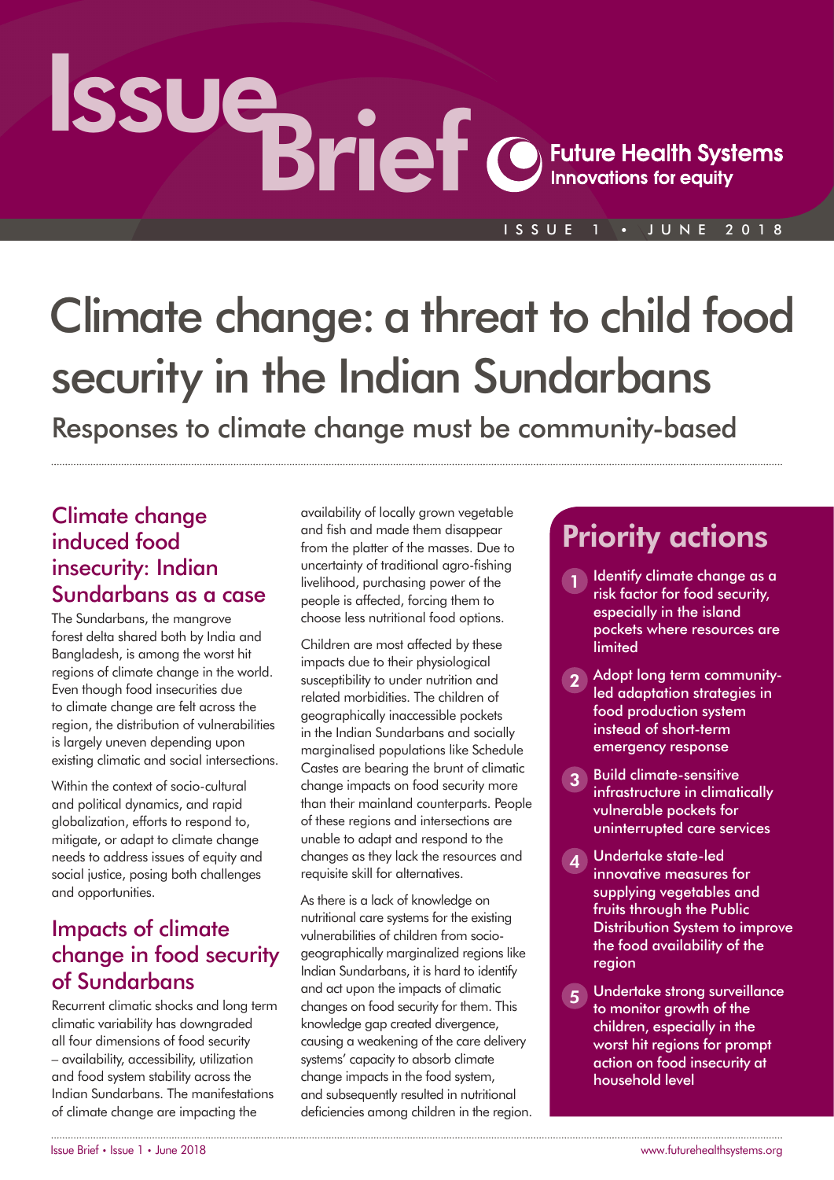# Climate change: a threat to child food security in the Indian Sundarbans

## Responses to climate change must be community-based

### Climate change induced food insecurity: Indian Sundarbans as a case

The Sundarbans, the mangrove forest delta shared both by India and Bangladesh, is among the worst hit regions of climate change in the world. Even though food insecurities due to climate change are felt across the region, the distribution of vulnerabilities is largely uneven depending upon existing climatic and social intersections.

Within the context of socio-cultural and political dynamics, and rapid globalization, efforts to respond to, mitigate, or adapt to climate change needs to address issues of equity and social justice, posing both challenges and opportunities.

### Impacts of climate change in food security of Sundarbans

Recurrent climatic shocks and long term climatic variability has downgraded all four dimensions of food security – availability, accessibility, utilization and food system stability across the Indian Sundarbans. The manifestations of climate change are impacting the availability of locally grown vegetable and fish and made them disappear from the platter of the masses. Due to uncertainty of traditional agro-fishing livelihood, purchasing power of the people is affected, forcing them to choose less nutritional food options.

Children are most affected by these impacts due to their physiological susceptibility to under nutrition and related morbidities. The children of geographically inaccessible pockets in the Indian Sundarbans and socially marginalised populations like Schedule Castes are bearing the brunt of climatic change impacts on food security more than their mainland counterparts. People of these regions and intersections are unable to adapt and respond to the changes as they lack the resources and requisite skill for alternatives.

As there is a lack of knowledge on nutritional care systems for the existing vulnerabilities of children from socio-geographically marginalized regions like Indian Sundarbans, it is hard to identify and act upon the impacts of climatic changes on food security for them. This knowledge gap created divergence, causing a weakening of the care delivery systems' capacity to absorb climate change impacts in the food system, and subsequently resulted in nutritional deficiencies among children in the region.

## Priority actions

1. Identify climate change as a risk factor for food security, especially in the island pockets where resources are limited
2. Adopt long term community-led adaptation strategies in food production system instead of short-term emergency response
3. Build climate-sensitive infrastructure in climatically vulnerable pockets for uninterrupted care services
4. Undertake state-led innovative measures for supplying vegetables and fruits through the Public Distribution System to improve the food availability of the region
5. Undertake strong surveillance to monitor growth of the children, especially in the worst hit regions for prompt action on food insecurity at household level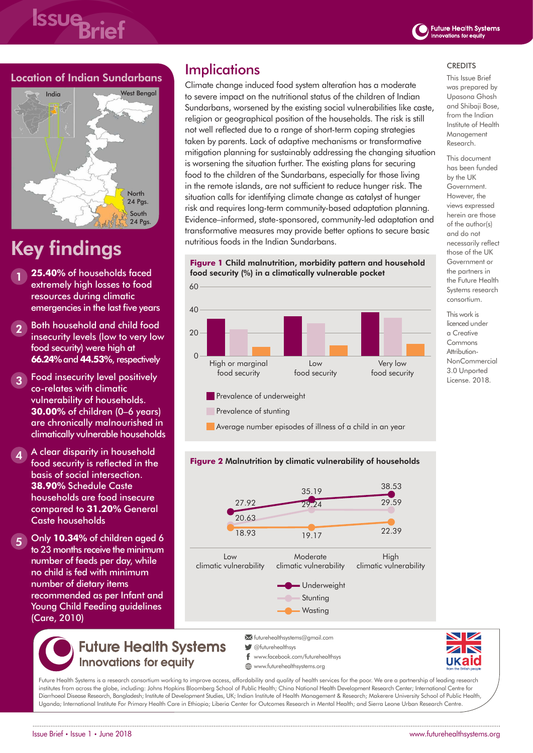## Location of Indian Sundarbans

India

West Bengal

North 24 Pgs.

South 24 Pgs.

# Key findings

1. **25.40%** of households faced extremely high losses to food resources during climatic emergencies in the last five years
2. Both household and child food insecurity levels (low to very low food security) were high at **66.24%** and **44.53%**, respectively
3. Food insecurity level positively co-relates with climatic vulnerability of households. **30.00%** of children (0–6 years) are chronically malnourished in climatically vulnerable households
4. A clear disparity in household food security is reflected in the basis of social intersection. **38.90%** Schedule Caste households are food insecure compared to **31.20%** General Caste households
5. Only **10.34%** of children aged 6 to 23 months receive the minimum number of feeds per day, while no child is fed with minimum number of dietary items recommended as per Infant and Young Child Feeding guidelines (Care, 2010)

# Implications

Climate change induced food system alteration has a moderate to severe impact on the nutritional status of the children of Indian Sundarbans, worsened by the existing social vulnerabilities like caste, religion or geographical position of the households. The risk is still not well reflected due to a range of short-term coping strategies taken by parents. Lack of adaptive mechanisms or transformative mitigation planning for sustainably addressing the changing situation is worsening the situation further. The existing plans for securing food to the children of the Sundarbans, especially for those living in the remote islands, are not sufficient to reduce hunger risk. The situation calls for identifying climate change as catalyst of hunger risk and requires long-term community-based adaptation planning. Evidence–informed, state-sponsored, community-led adaptation and transformative measures may provide better options to secure basic nutritious foods in the Indian Sundarbans.

**Figure 1** Child malnutrition, morbidity pattern and household food security (%) in a climatically vulnerable pocket

60
40
20
0

High or marginal food security
Low food security
Very low food security

Prevalence of underweight
Prevalence of stunting
Average number episodes of illness of a child in an year

**Figure 2** Malnutrition by climatic vulnerability of households

27.92
20.63
18.93
35.19
29.24
19.17
38.53
29.59
22.39

Low climatic vulnerability
Moderate climatic vulnerability
High climatic vulnerability

Underweight
Stunting
Wasting

CREDITS

This Issue Brief was prepared by Upasona Ghosh and Shibaji Bose, from the Indian Institute of Health Management Research.

This document has been funded by the UK Government. However, the views expressed herein are those of the author(s) and do not necessarily reflect those of the UK Government or the partners in the Future Health Systems research consortium.

This work is licenced under a Creative Commons Attribution-NonCommercial 3.0 Unported License. 2018.

**Future Health Systems**
Innovations for equity

futurehealthsystems@gmail.com
@futurehealthsys
www.facebook.com/futurehealthsys
www.futurehealthsystems.org

UKaid from the British people

Future Health Systems is a research consortium working to improve access, affordability and quality of health services for the poor. We are a partnership of leading research institutes from across the globe, including: Johns Hopkins Bloomberg School of Public Health; China National Health Development Research Center; International Centre for Diarrhoeal Disease Research, Bangladesh; Institute of Development Studies, UK; Indian Institute of Health Management & Research; Makerere University School of Public Health, Uganda; International Institute For Primary Health Care in Ethiopia; Liberia Center for Outcomes Research in Mental Health; and Sierra Leone Urban Research Centre.